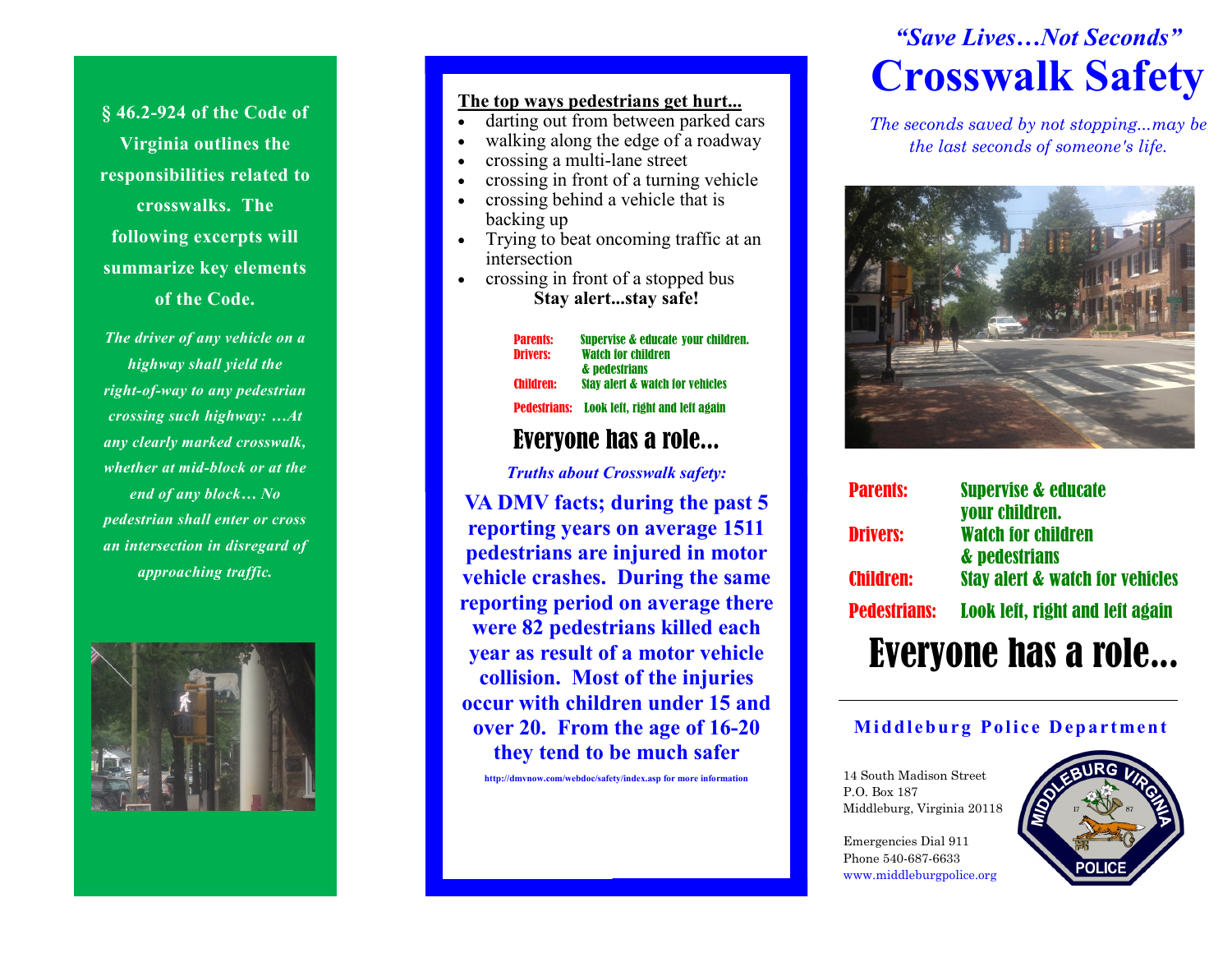**§ 46.2-924 of the Code of Virginia outlines the responsibilities related to crosswalks. The following excerpts will summarize key elements of the Code.**

***The driver of any vehicle on a highway shall yield the right-of-way to any pedestrian crossing such highway: …At any clearly marked crosswalk, whether at mid-block or at the end of any block… No pedestrian shall enter or cross an intersection in disregard of approaching traffic.***

**The top ways pedestrians get hurt...**

- darting out from between parked cars
- walking along the edge of a roadway
- crossing a multi-lane street
- crossing in front of a turning vehicle
- crossing behind a vehicle that is backing up
- Trying to beat oncoming traffic at an intersection
- crossing in front of a stopped bus

**Stay alert...stay safe!**

**Parents:** Supervise & educate your children.
**Drivers:** Watch for children & pedestrians
**Children:** Stay alert & watch for vehicles
**Pedestrians:** Look left, right and left again

## Everyone has a role...

***Truths about Crosswalk safety:***

**VA DMV facts; during the past 5 reporting years on average 1511 pedestrians are injured in motor vehicle crashes. During the same reporting period on average there were 82 pedestrians killed each year as result of a motor vehicle collision. Most of the injuries occur with children under 15 and over 20. From the age of 16-20 they tend to be much safer**

http://dmvnow.com/webdoc/safety/index.asp for more information

*"Save Lives…Not Seconds"*

# Crosswalk Safety

*The seconds saved by not stopping...may be the last seconds of someone's life.*

**Parents:** Supervise & educate your children.
**Drivers:** Watch for children & pedestrians
**Children:** Stay alert & watch for vehicles
**Pedestrians:** Look left, right and left again

## Everyone has a role...

**Middleburg Police Department**

14 South Madison Street
P.O. Box 187
Middleburg, Virginia 20118

Emergencies Dial 911
Phone 540-687-6633
www.middleburgpolice.org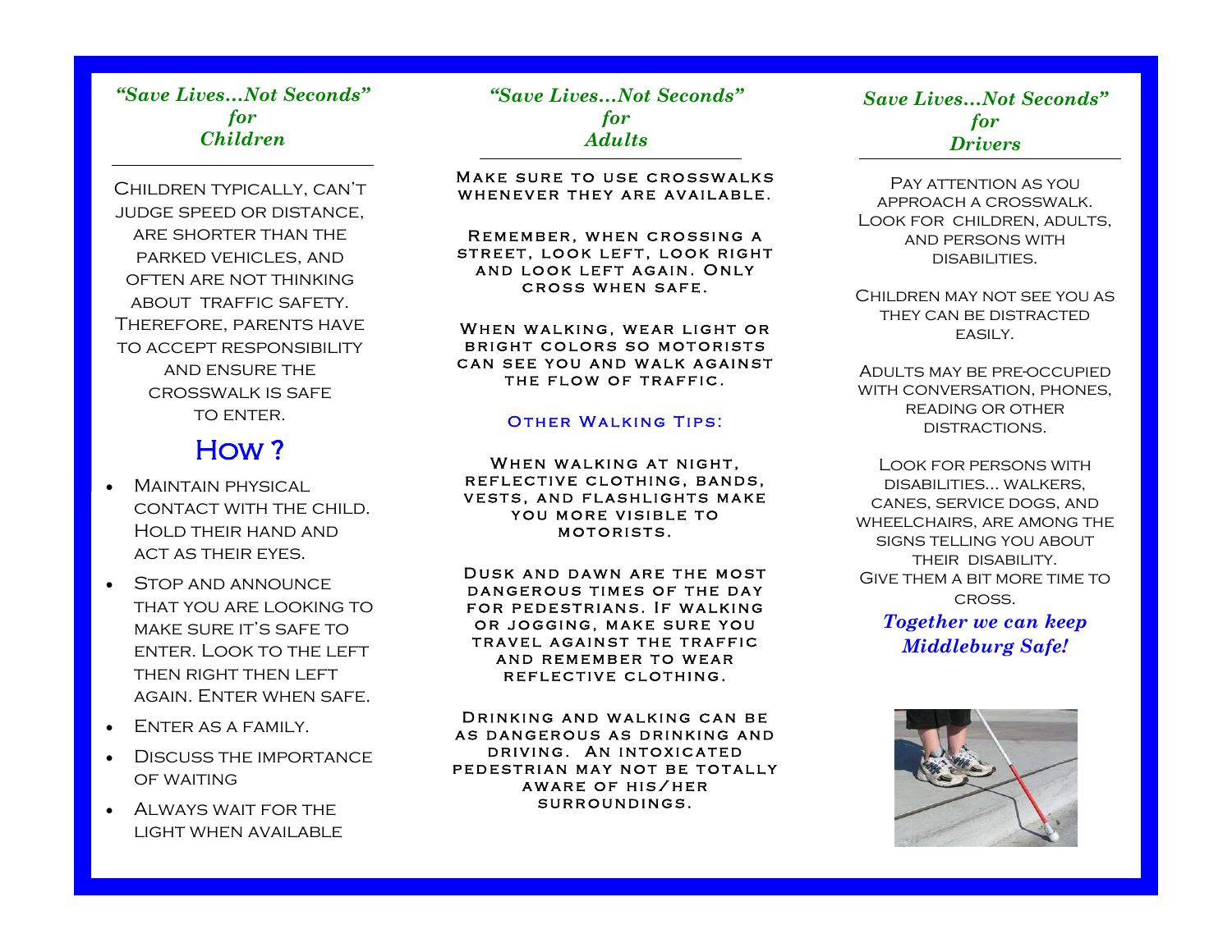## *"Save Lives…Not Seconds" for Children*

Children typically, can't judge speed or distance, are shorter than the parked vehicles, and often are not thinking about traffic safety. Therefore, parents have to accept responsibility and ensure the crosswalk is safe to enter.

### How ?

- Maintain physical contact with the child. Hold their hand and act as their eyes.
- Stop and announce that you are looking to make sure it's safe to enter. Look to the left then right then left again. Enter when safe.
- Enter as a family.
- Discuss the importance of waiting
- Always wait for the light when available

## *"Save Lives…Not Seconds" for Adults*

Make sure to use crosswalks whenever they are available.

Remember, when crossing a street, look left, look right and look left again. Only cross when safe.

When walking, wear light or bright colors so motorists can see you and walk against the flow of traffic.

### Other Walking Tips:

When walking at night, reflective clothing, bands, vests, and flashlights make you more visible to motorists.

Dusk and dawn are the most dangerous times of the day for pedestrians. If walking or jogging, make sure you travel against the traffic and remember to wear reflective clothing.

Drinking and walking can be as dangerous as drinking and driving. An intoxicated pedestrian may not be totally aware of his/her surroundings.

## *Save Lives…Not Seconds" for Drivers*

Pay attention as you approach a crosswalk. Look for children, adults, and persons with disabilities.

Children may not see you as they can be distracted easily.

Adults may be pre-occupied with conversation, phones, reading or other distractions.

Look for persons with disabilities… walkers, canes, service dogs, and wheelchairs, are among the signs telling you about their disability. Give them a bit more time to cross.

***Together we can keep Middleburg Safe!***